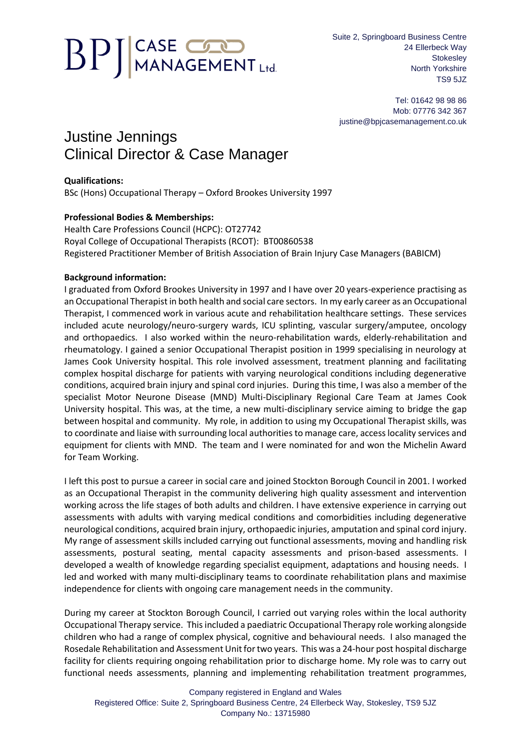BPJ | CASE MANAGEMENT Ltd

Suite 2, Springboard Business Centre
24 Ellerbeck Way
Stokesley
North Yorkshire
TS9 5JZ

Tel: 01642 98 98 86
Mob: 07776 342 367
justine@bpjcasemanagement.co.uk

# Justine Jennings
# Clinical Director & Case Manager

**Qualifications:**
BSc (Hons) Occupational Therapy – Oxford Brookes University 1997

**Professional Bodies & Memberships:**
Health Care Professions Council (HCPC): OT27742
Royal College of Occupational Therapists (RCOT): BT00860538
Registered Practitioner Member of British Association of Brain Injury Case Managers (BABICM)

**Background information:**
I graduated from Oxford Brookes University in 1997 and I have over 20 years-experience practising as an Occupational Therapist in both health and social care sectors. In my early career as an Occupational Therapist, I commenced work in various acute and rehabilitation healthcare settings. These services included acute neurology/neuro-surgery wards, ICU splinting, vascular surgery/amputee, oncology and orthopaedics. I also worked within the neuro-rehabilitation wards, elderly-rehabilitation and rheumatology. I gained a senior Occupational Therapist position in 1999 specialising in neurology at James Cook University hospital. This role involved assessment, treatment planning and facilitating complex hospital discharge for patients with varying neurological conditions including degenerative conditions, acquired brain injury and spinal cord injuries. During this time, I was also a member of the specialist Motor Neurone Disease (MND) Multi-Disciplinary Regional Care Team at James Cook University hospital. This was, at the time, a new multi-disciplinary service aiming to bridge the gap between hospital and community. My role, in addition to using my Occupational Therapist skills, was to coordinate and liaise with surrounding local authorities to manage care, access locality services and equipment for clients with MND. The team and I were nominated for and won the Michelin Award for Team Working.

I left this post to pursue a career in social care and joined Stockton Borough Council in 2001. I worked as an Occupational Therapist in the community delivering high quality assessment and intervention working across the life stages of both adults and children. I have extensive experience in carrying out assessments with adults with varying medical conditions and comorbidities including degenerative neurological conditions, acquired brain injury, orthopaedic injuries, amputation and spinal cord injury. My range of assessment skills included carrying out functional assessments, moving and handling risk assessments, postural seating, mental capacity assessments and prison-based assessments. I developed a wealth of knowledge regarding specialist equipment, adaptations and housing needs. I led and worked with many multi-disciplinary teams to coordinate rehabilitation plans and maximise independence for clients with ongoing care management needs in the community.

During my career at Stockton Borough Council, I carried out varying roles within the local authority Occupational Therapy service. This included a paediatric Occupational Therapy role working alongside children who had a range of complex physical, cognitive and behavioural needs. I also managed the Rosedale Rehabilitation and Assessment Unit for two years. This was a 24-hour post hospital discharge facility for clients requiring ongoing rehabilitation prior to discharge home. My role was to carry out functional needs assessments, planning and implementing rehabilitation treatment programmes,

Company registered in England and Wales
Registered Office: Suite 2, Springboard Business Centre, 24 Ellerbeck Way, Stokesley, TS9 5JZ
Company No.: 13715980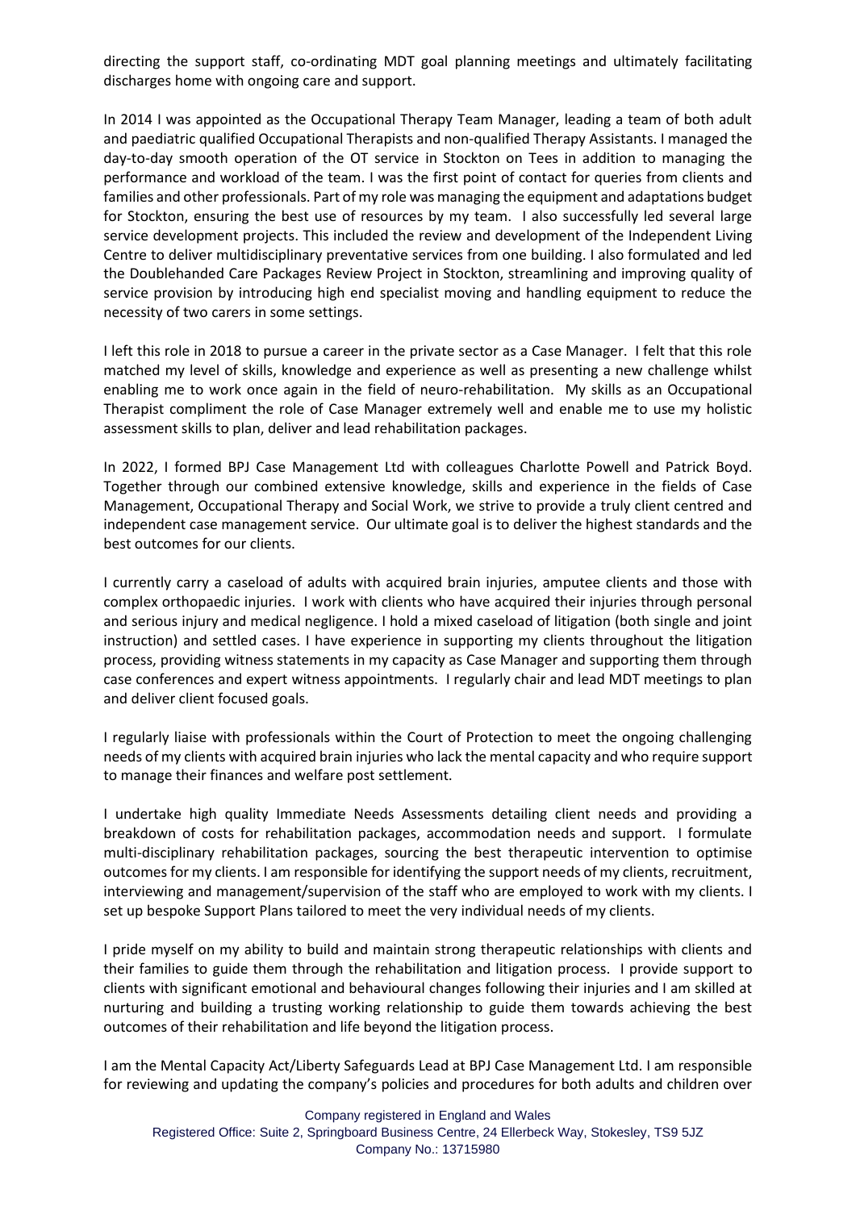directing the support staff, co-ordinating MDT goal planning meetings and ultimately facilitating discharges home with ongoing care and support.

In 2014 I was appointed as the Occupational Therapy Team Manager, leading a team of both adult and paediatric qualified Occupational Therapists and non-qualified Therapy Assistants. I managed the day-to-day smooth operation of the OT service in Stockton on Tees in addition to managing the performance and workload of the team. I was the first point of contact for queries from clients and families and other professionals. Part of my role was managing the equipment and adaptations budget for Stockton, ensuring the best use of resources by my team. I also successfully led several large service development projects. This included the review and development of the Independent Living Centre to deliver multidisciplinary preventative services from one building. I also formulated and led the Doublehanded Care Packages Review Project in Stockton, streamlining and improving quality of service provision by introducing high end specialist moving and handling equipment to reduce the necessity of two carers in some settings.

I left this role in 2018 to pursue a career in the private sector as a Case Manager. I felt that this role matched my level of skills, knowledge and experience as well as presenting a new challenge whilst enabling me to work once again in the field of neuro-rehabilitation. My skills as an Occupational Therapist compliment the role of Case Manager extremely well and enable me to use my holistic assessment skills to plan, deliver and lead rehabilitation packages.

In 2022, I formed BPJ Case Management Ltd with colleagues Charlotte Powell and Patrick Boyd. Together through our combined extensive knowledge, skills and experience in the fields of Case Management, Occupational Therapy and Social Work, we strive to provide a truly client centred and independent case management service. Our ultimate goal is to deliver the highest standards and the best outcomes for our clients.

I currently carry a caseload of adults with acquired brain injuries, amputee clients and those with complex orthopaedic injuries. I work with clients who have acquired their injuries through personal and serious injury and medical negligence. I hold a mixed caseload of litigation (both single and joint instruction) and settled cases. I have experience in supporting my clients throughout the litigation process, providing witness statements in my capacity as Case Manager and supporting them through case conferences and expert witness appointments. I regularly chair and lead MDT meetings to plan and deliver client focused goals.

I regularly liaise with professionals within the Court of Protection to meet the ongoing challenging needs of my clients with acquired brain injuries who lack the mental capacity and who require support to manage their finances and welfare post settlement.

I undertake high quality Immediate Needs Assessments detailing client needs and providing a breakdown of costs for rehabilitation packages, accommodation needs and support. I formulate multi-disciplinary rehabilitation packages, sourcing the best therapeutic intervention to optimise outcomes for my clients. I am responsible for identifying the support needs of my clients, recruitment, interviewing and management/supervision of the staff who are employed to work with my clients. I set up bespoke Support Plans tailored to meet the very individual needs of my clients.

I pride myself on my ability to build and maintain strong therapeutic relationships with clients and their families to guide them through the rehabilitation and litigation process. I provide support to clients with significant emotional and behavioural changes following their injuries and I am skilled at nurturing and building a trusting working relationship to guide them towards achieving the best outcomes of their rehabilitation and life beyond the litigation process.

I am the Mental Capacity Act/Liberty Safeguards Lead at BPJ Case Management Ltd. I am responsible for reviewing and updating the company's policies and procedures for both adults and children over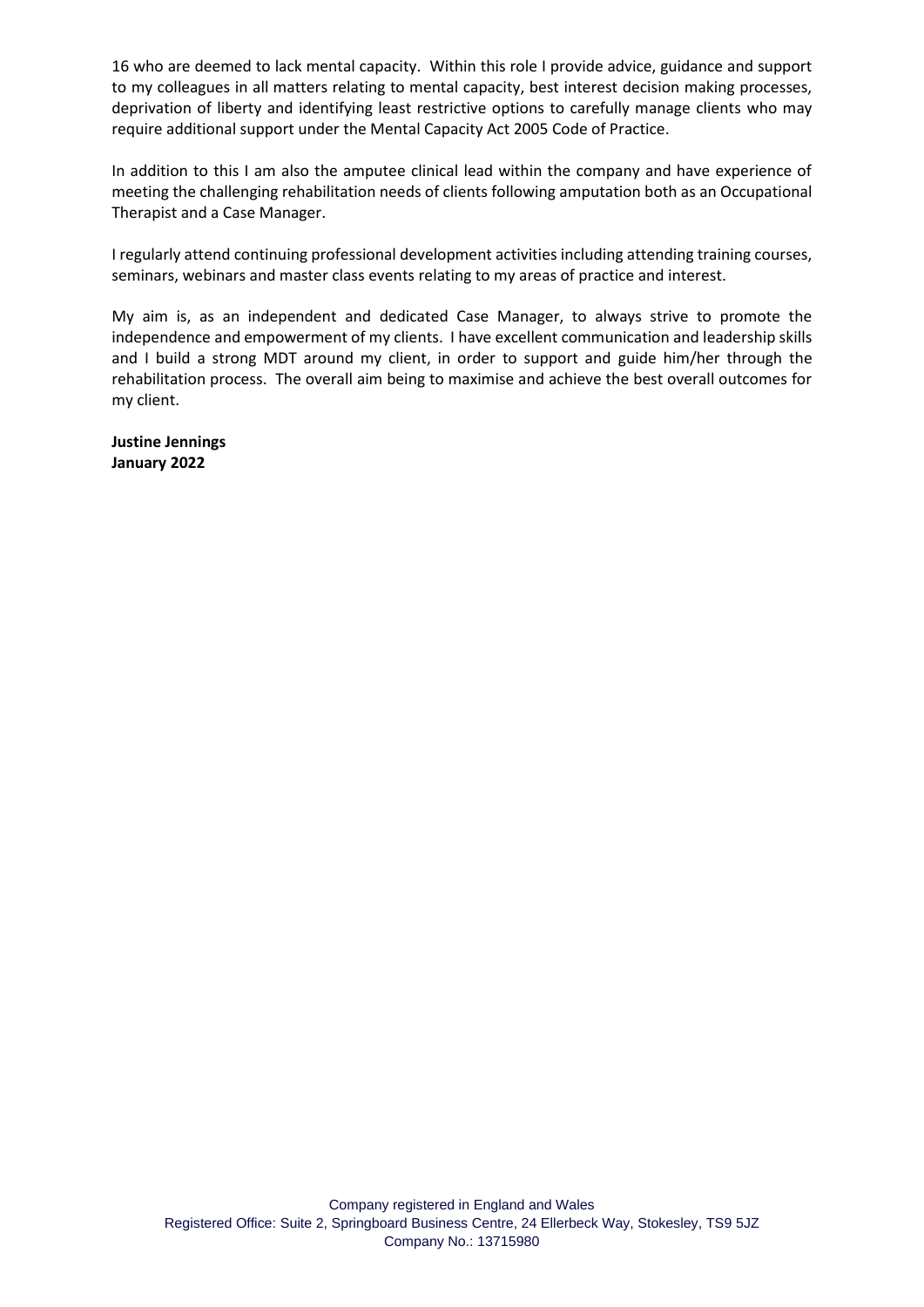16 who are deemed to lack mental capacity. Within this role I provide advice, guidance and support to my colleagues in all matters relating to mental capacity, best interest decision making processes, deprivation of liberty and identifying least restrictive options to carefully manage clients who may require additional support under the Mental Capacity Act 2005 Code of Practice.

In addition to this I am also the amputee clinical lead within the company and have experience of meeting the challenging rehabilitation needs of clients following amputation both as an Occupational Therapist and a Case Manager.

I regularly attend continuing professional development activities including attending training courses, seminars, webinars and master class events relating to my areas of practice and interest.

My aim is, as an independent and dedicated Case Manager, to always strive to promote the independence and empowerment of my clients. I have excellent communication and leadership skills and I build a strong MDT around my client, in order to support and guide him/her through the rehabilitation process. The overall aim being to maximise and achieve the best overall outcomes for my client.

**Justine Jennings**
**January 2022**

Company registered in England and Wales
Registered Office: Suite 2, Springboard Business Centre, 24 Ellerbeck Way, Stokesley, TS9 5JZ
Company No.: 13715980